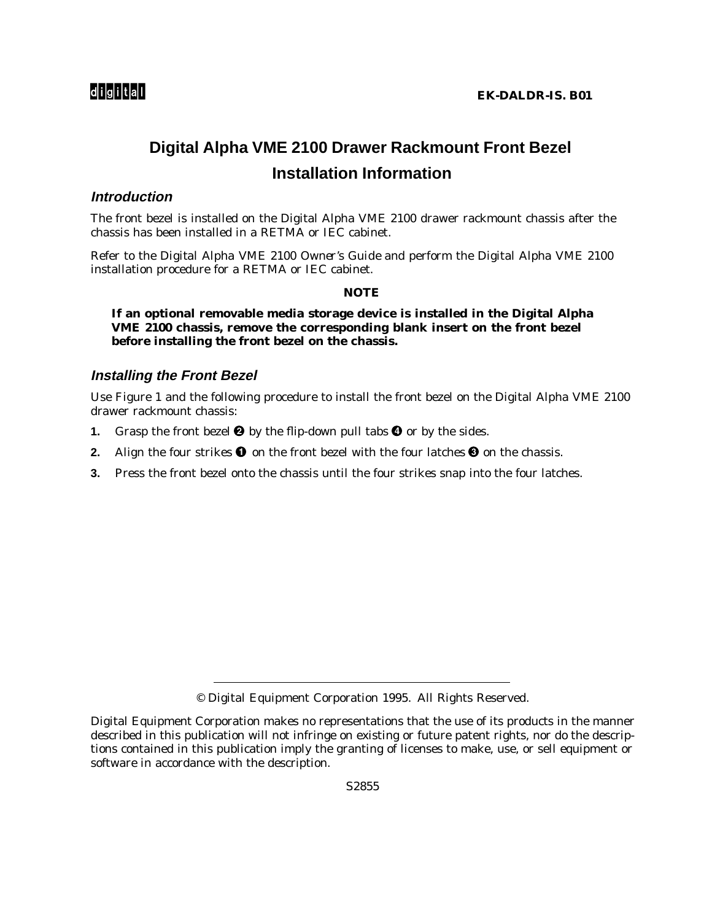digital

**EK-DALDR-IS. B01**

# Digital Alpha VME 2100 Drawer Rackmount Front Bezel Installation Information

## *Introduction*

The front bezel is installed on the Digital Alpha VME 2100 drawer rackmount chassis after the chassis has been installed in a RETMA or IEC cabinet.

Refer to the Digital Alpha VME 2100 Owner's Guide and perform the Digital Alpha VME 2100 installation procedure for a RETMA or IEC cabinet.

**NOTE**

**If an optional removable media storage device is installed in the Digital Alpha VME 2100 chassis, remove the corresponding blank insert on the front bezel before installing the front bezel on the chassis.**

## *Installing the Front Bezel*

Use Figure 1 and the following procedure to install the front bezel on the Digital Alpha VME 2100 drawer rackmount chassis:

1. Grasp the front bezel ❷ by the flip-down pull tabs ❹ or by the sides.
2. Align the four strikes ❶ on the front bezel with the four latches ❸ on the chassis.
3. Press the front bezel onto the chassis until the four strikes snap into the four latches.

© Digital Equipment Corporation 1995. All Rights Reserved.

Digital Equipment Corporation makes no representations that the use of its products in the manner described in this publication will not infringe on existing or future patent rights, nor do the descriptions contained in this publication imply the granting of licenses to make, use, or sell equipment or software in accordance with the description.

S2855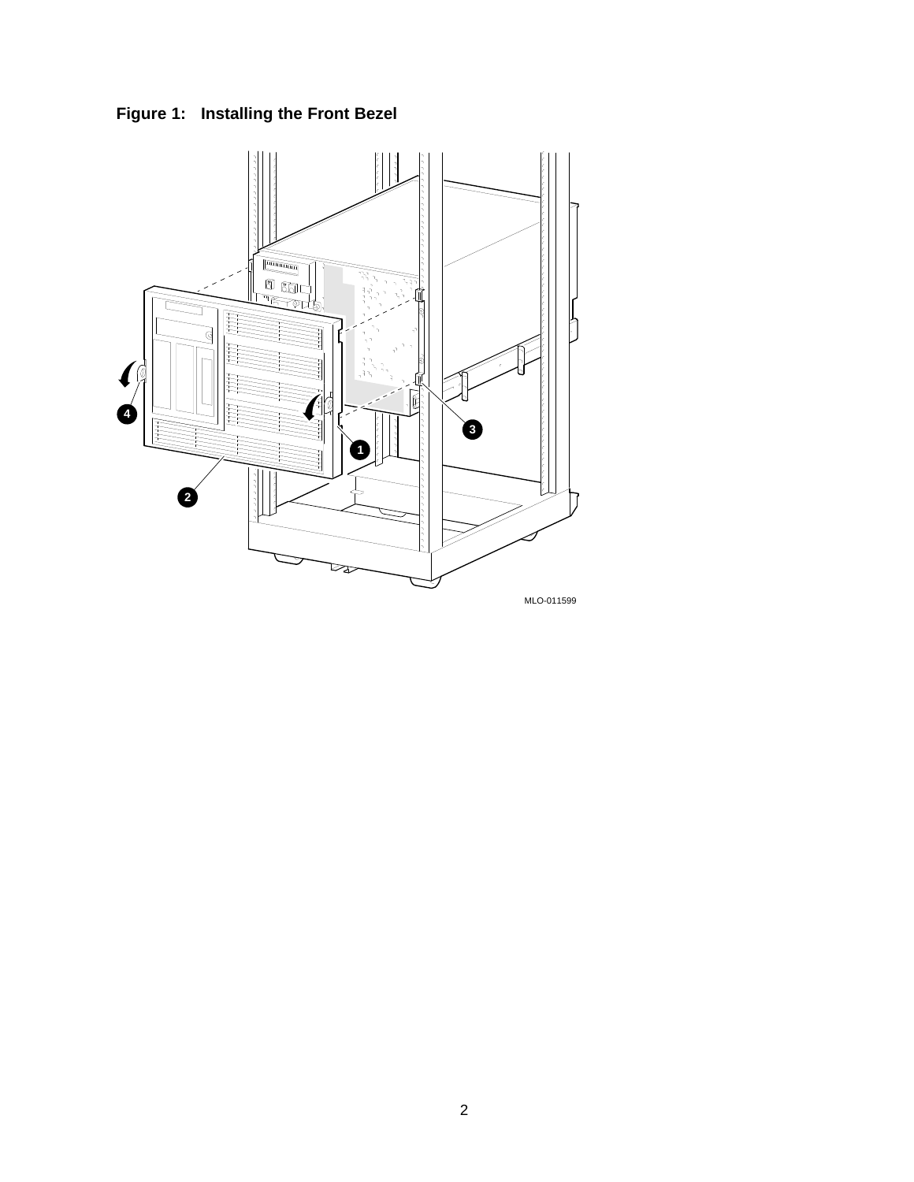**Figure 1: Installing the Front Bezel**

4

3

1

2

MLO-011599